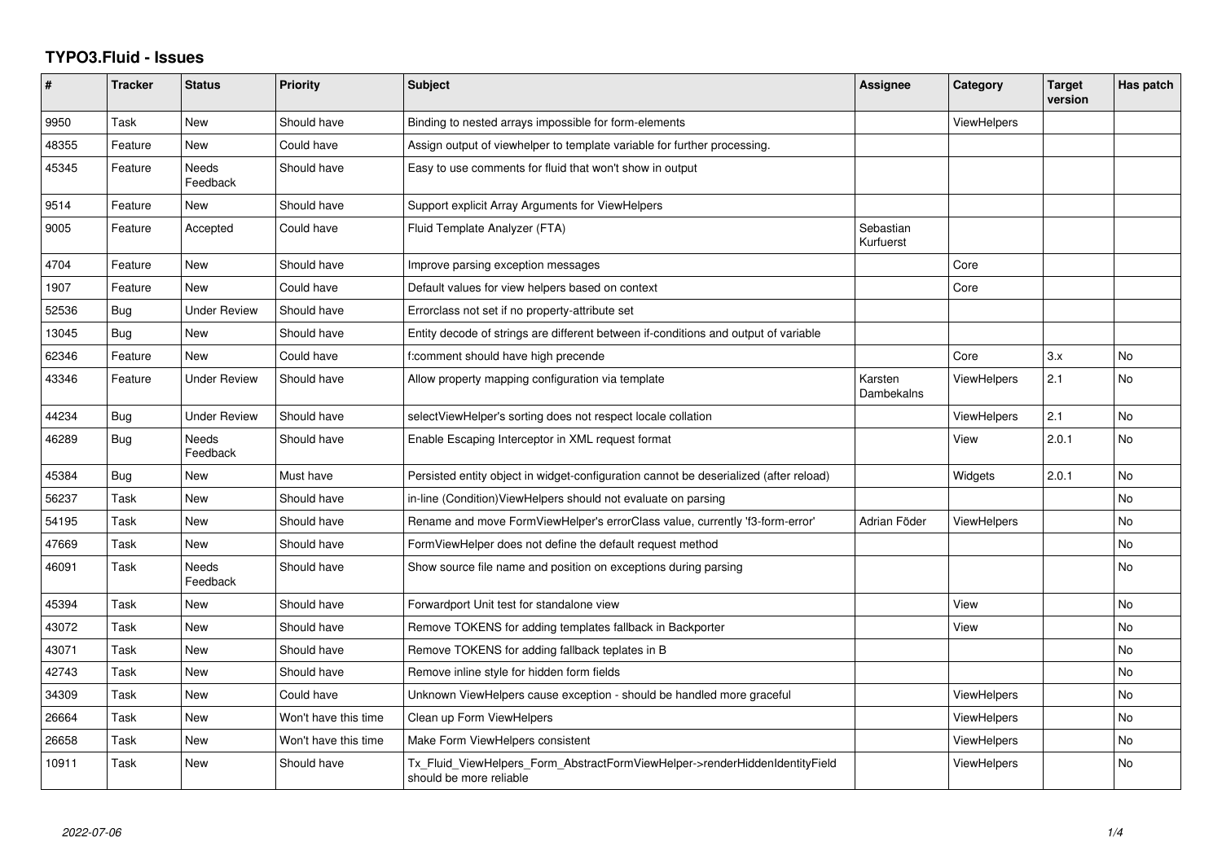# TYPO3.Fluid - Issues

| # | Tracker | Status | Priority | Subject | Assignee | Category | Target version | Has patch |
|---|---|---|---|---|---|---|---|---|
| 9950 | Task | New | Should have | Binding to nested arrays impossible for form-elements | | ViewHelpers | | |
| 48355 | Feature | New | Could have | Assign output of viewhelper to template variable for further processing. | | | | |
| 45345 | Feature | Needs Feedback | Should have | Easy to use comments for fluid that won't show in output | | | | |
| 9514 | Feature | New | Should have | Support explicit Array Arguments for ViewHelpers | | | | |
| 9005 | Feature | Accepted | Could have | Fluid Template Analyzer (FTA) | Sebastian Kurfuerst | | | |
| 4704 | Feature | New | Should have | Improve parsing exception messages | | Core | | |
| 1907 | Feature | New | Could have | Default values for view helpers based on context | | Core | | |
| 52536 | Bug | Under Review | Should have | Errorclass not set if no property-attribute set | | | | |
| 13045 | Bug | New | Should have | Entity decode of strings are different between if-conditions and output of variable | | | | |
| 62346 | Feature | New | Could have | f:comment should have high precende | | Core | 3.x | No |
| 43346 | Feature | Under Review | Should have | Allow property mapping configuration via template | Karsten Dambekalns | ViewHelpers | 2.1 | No |
| 44234 | Bug | Under Review | Should have | selectViewHelper's sorting does not respect locale collation | | ViewHelpers | 2.1 | No |
| 46289 | Bug | Needs Feedback | Should have | Enable Escaping Interceptor in XML request format | | View | 2.0.1 | No |
| 45384 | Bug | New | Must have | Persisted entity object in widget-configuration cannot be deserialized (after reload) | | Widgets | 2.0.1 | No |
| 56237 | Task | New | Should have | in-line (Condition)ViewHelpers should not evaluate on parsing | | | | No |
| 54195 | Task | New | Should have | Rename and move FormViewHelper's errorClass value, currently 'f3-form-error' | Adrian Föder | ViewHelpers | | No |
| 47669 | Task | New | Should have | FormViewHelper does not define the default request method | | | | No |
| 46091 | Task | Needs Feedback | Should have | Show source file name and position on exceptions during parsing | | | | No |
| 45394 | Task | New | Should have | Forwardport Unit test for standalone view | | View | | No |
| 43072 | Task | New | Should have | Remove TOKENS for adding templates fallback in Backporter | | View | | No |
| 43071 | Task | New | Should have | Remove TOKENS for adding fallback teplates in B | | | | No |
| 42743 | Task | New | Should have | Remove inline style for hidden form fields | | | | No |
| 34309 | Task | New | Could have | Unknown ViewHelpers cause exception - should be handled more graceful | | ViewHelpers | | No |
| 26664 | Task | New | Won't have this time | Clean up Form ViewHelpers | | ViewHelpers | | No |
| 26658 | Task | New | Won't have this time | Make Form ViewHelpers consistent | | ViewHelpers | | No |
| 10911 | Task | New | Should have | Tx_Fluid_ViewHelpers_Form_AbstractFormViewHelper->renderHiddenIdentityField should be more reliable | | ViewHelpers | | No |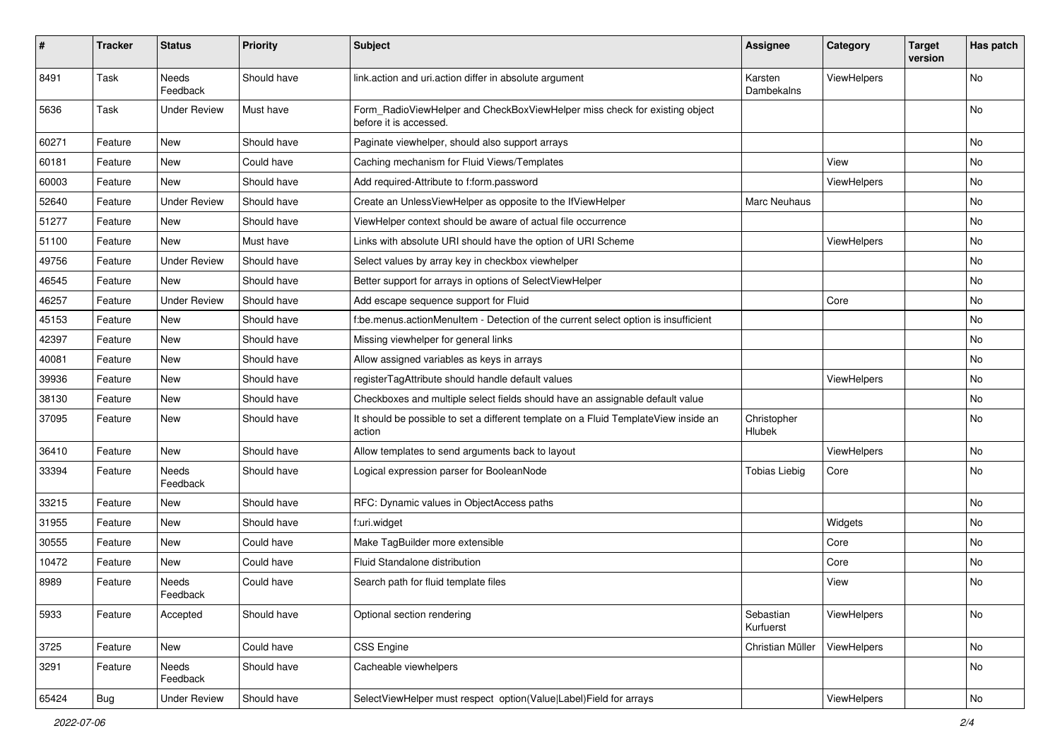| # | Tracker | Status | Priority | Subject | Assignee | Category | Target version | Has patch |
|---|---|---|---|---|---|---|---|---|
| 8491 | Task | Needs Feedback | Should have | link.action and uri.action differ in absolute argument | Karsten Dambekalns | ViewHelpers | | No |
| 5636 | Task | Under Review | Must have | Form_RadioViewHelper and CheckBoxViewHelper miss check for existing object before it is accessed. | | | | No |
| 60271 | Feature | New | Should have | Paginate viewhelper, should also support arrays | | | | No |
| 60181 | Feature | New | Could have | Caching mechanism for Fluid Views/Templates | | View | | No |
| 60003 | Feature | New | Should have | Add required-Attribute to f:form.password | | ViewHelpers | | No |
| 52640 | Feature | Under Review | Should have | Create an UnlessViewHelper as opposite to the IfViewHelper | Marc Neuhaus | | | No |
| 51277 | Feature | New | Should have | ViewHelper context should be aware of actual file occurrence | | | | No |
| 51100 | Feature | New | Must have | Links with absolute URI should have the option of URI Scheme | | ViewHelpers | | No |
| 49756 | Feature | Under Review | Should have | Select values by array key in checkbox viewhelper | | | | No |
| 46545 | Feature | New | Should have | Better support for arrays in options of SelectViewHelper | | | | No |
| 46257 | Feature | Under Review | Should have | Add escape sequence support for Fluid | | Core | | No |
| 45153 | Feature | New | Should have | f:be.menus.actionMenuItem - Detection of the current select option is insufficient | | | | No |
| 42397 | Feature | New | Should have | Missing viewhelper for general links | | | | No |
| 40081 | Feature | New | Should have | Allow assigned variables as keys in arrays | | | | No |
| 39936 | Feature | New | Should have | registerTagAttribute should handle default values | | ViewHelpers | | No |
| 38130 | Feature | New | Should have | Checkboxes and multiple select fields should have an assignable default value | | | | No |
| 37095 | Feature | New | Should have | It should be possible to set a different template on a Fluid TemplateView inside an action | Christopher Hlubek | | | No |
| 36410 | Feature | New | Should have | Allow templates to send arguments back to layout | | ViewHelpers | | No |
| 33394 | Feature | Needs Feedback | Should have | Logical expression parser for BooleanNode | Tobias Liebig | Core | | No |
| 33215 | Feature | New | Should have | RFC: Dynamic values in ObjectAccess paths | | | | No |
| 31955 | Feature | New | Should have | f:uri.widget | | Widgets | | No |
| 30555 | Feature | New | Could have | Make TagBuilder more extensible | | Core | | No |
| 10472 | Feature | New | Could have | Fluid Standalone distribution | | Core | | No |
| 8989 | Feature | Needs Feedback | Could have | Search path for fluid template files | | View | | No |
| 5933 | Feature | Accepted | Should have | Optional section rendering | Sebastian Kurfuerst | ViewHelpers | | No |
| 3725 | Feature | New | Could have | CSS Engine | Christian Müller | ViewHelpers | | No |
| 3291 | Feature | Needs Feedback | Should have | Cacheable viewhelpers | | | | No |
| 65424 | Bug | Under Review | Should have | SelectViewHelper must respect option(Value\|Label)Field for arrays | | ViewHelpers | | No |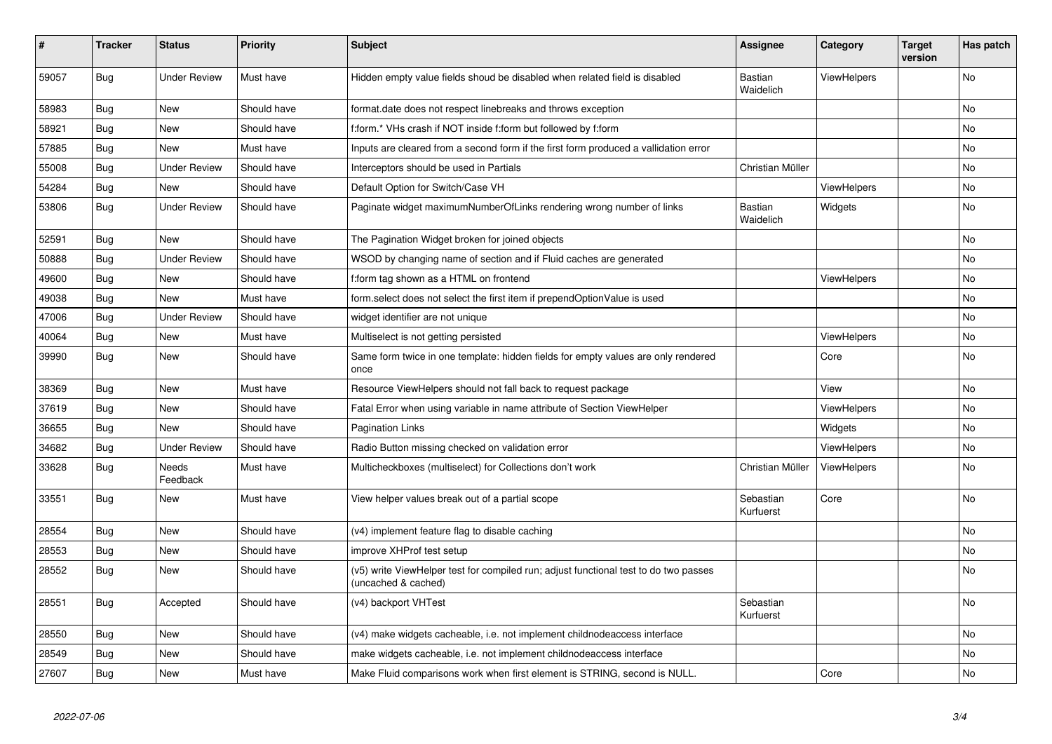| # | Tracker | Status | Priority | Subject | Assignee | Category | Target version | Has patch |
|---|---|---|---|---|---|---|---|---|
| 59057 | Bug | Under Review | Must have | Hidden empty value fields shoud be disabled when related field is disabled | Bastian Waidelich | ViewHelpers | | No |
| 58983 | Bug | New | Should have | format.date does not respect linebreaks and throws exception | | | | No |
| 58921 | Bug | New | Should have | f:form.* VHs crash if NOT inside f:form but followed by f:form | | | | No |
| 57885 | Bug | New | Must have | Inputs are cleared from a second form if the first form produced a vallidation error | | | | No |
| 55008 | Bug | Under Review | Should have | Interceptors should be used in Partials | Christian Müller | | | No |
| 54284 | Bug | New | Should have | Default Option for Switch/Case VH | | ViewHelpers | | No |
| 53806 | Bug | Under Review | Should have | Paginate widget maximumNumberOfLinks rendering wrong number of links | Bastian Waidelich | Widgets | | No |
| 52591 | Bug | New | Should have | The Pagination Widget broken for joined objects | | | | No |
| 50888 | Bug | Under Review | Should have | WSOD by changing name of section and if Fluid caches are generated | | | | No |
| 49600 | Bug | New | Should have | f:form tag shown as a HTML on frontend | | ViewHelpers | | No |
| 49038 | Bug | New | Must have | form.select does not select the first item if prependOptionValue is used | | | | No |
| 47006 | Bug | Under Review | Should have | widget identifier are not unique | | | | No |
| 40064 | Bug | New | Must have | Multiselect is not getting persisted | | ViewHelpers | | No |
| 39990 | Bug | New | Should have | Same form twice in one template: hidden fields for empty values are only rendered once | | Core | | No |
| 38369 | Bug | New | Must have | Resource ViewHelpers should not fall back to request package | | View | | No |
| 37619 | Bug | New | Should have | Fatal Error when using variable in name attribute of Section ViewHelper | | ViewHelpers | | No |
| 36655 | Bug | New | Should have | Pagination Links | | Widgets | | No |
| 34682 | Bug | Under Review | Should have | Radio Button missing checked on validation error | | ViewHelpers | | No |
| 33628 | Bug | Needs Feedback | Must have | Multicheckboxes (multiselect) for Collections don't work | Christian Müller | ViewHelpers | | No |
| 33551 | Bug | New | Must have | View helper values break out of a partial scope | Sebastian Kurfuerst | Core | | No |
| 28554 | Bug | New | Should have | (v4) implement feature flag to disable caching | | | | No |
| 28553 | Bug | New | Should have | improve XHProf test setup | | | | No |
| 28552 | Bug | New | Should have | (v5) write ViewHelper test for compiled run; adjust functional test to do two passes (uncached & cached) | | | | No |
| 28551 | Bug | Accepted | Should have | (v4) backport VHTest | Sebastian Kurfuerst | | | No |
| 28550 | Bug | New | Should have | (v4) make widgets cacheable, i.e. not implement childnodeaccess interface | | | | No |
| 28549 | Bug | New | Should have | make widgets cacheable, i.e. not implement childnodeaccess interface | | | | No |
| 27607 | Bug | New | Must have | Make Fluid comparisons work when first element is STRING, second is NULL. | | Core | | No |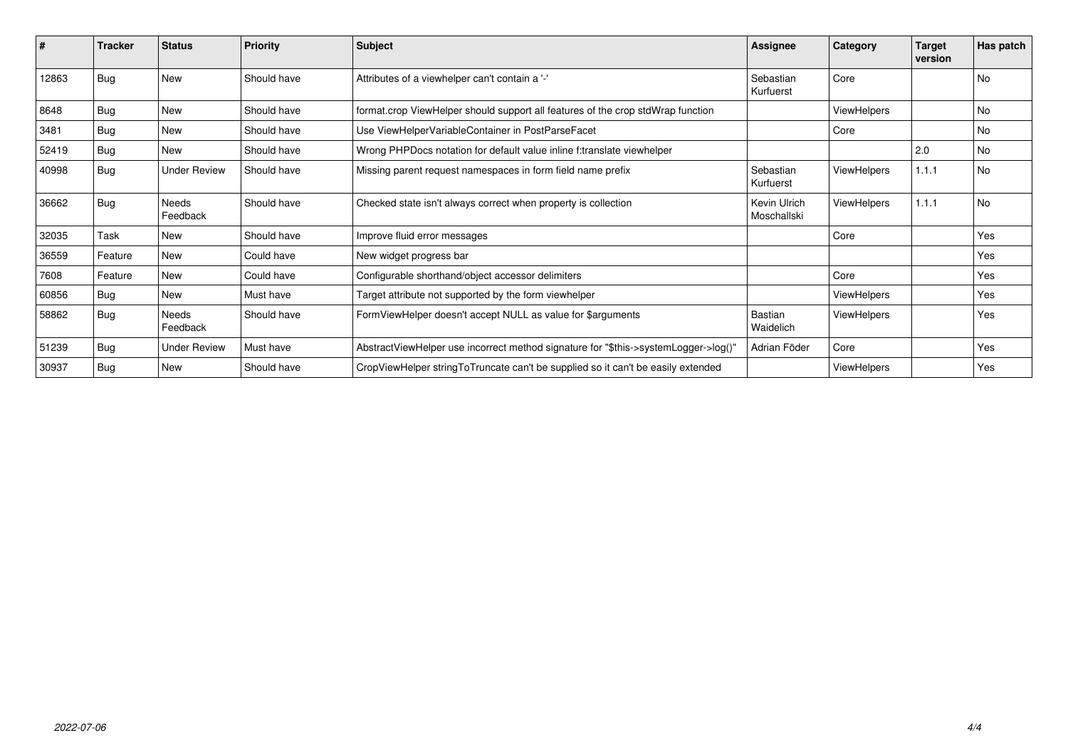| # | Tracker | Status | Priority | Subject | Assignee | Category | Target version | Has patch |
|---|---|---|---|---|---|---|---|---|
| 12863 | Bug | New | Should have | Attributes of a viewhelper can't contain a '-' | Sebastian Kurfuerst | Core | | No |
| 8648 | Bug | New | Should have | format.crop ViewHelper should support all features of the crop stdWrap function | | ViewHelpers | | No |
| 3481 | Bug | New | Should have | Use ViewHelperVariableContainer in PostParseFacet | | Core | | No |
| 52419 | Bug | New | Should have | Wrong PHPDocs notation for default value inline f:translate viewhelper | | | 2.0 | No |
| 40998 | Bug | Under Review | Should have | Missing parent request namespaces in form field name prefix | Sebastian Kurfuerst | ViewHelpers | 1.1.1 | No |
| 36662 | Bug | Needs Feedback | Should have | Checked state isn't always correct when property is collection | Kevin Ulrich Moschallski | ViewHelpers | 1.1.1 | No |
| 32035 | Task | New | Should have | Improve fluid error messages | | Core | | Yes |
| 36559 | Feature | New | Could have | New widget progress bar | | | | Yes |
| 7608 | Feature | New | Could have | Configurable shorthand/object accessor delimiters | | Core | | Yes |
| 60856 | Bug | New | Must have | Target attribute not supported by the form viewhelper | | ViewHelpers | | Yes |
| 58862 | Bug | Needs Feedback | Should have | FormViewHelper doesn't accept NULL as value for $arguments | Bastian Waidelich | ViewHelpers | | Yes |
| 51239 | Bug | Under Review | Must have | AbstractViewHelper use incorrect method signature for "$this->systemLogger->log()" | Adrian Föder | Core | | Yes |
| 30937 | Bug | New | Should have | CropViewHelper stringToTruncate can't be supplied so it can't be easily extended | | ViewHelpers | | Yes |